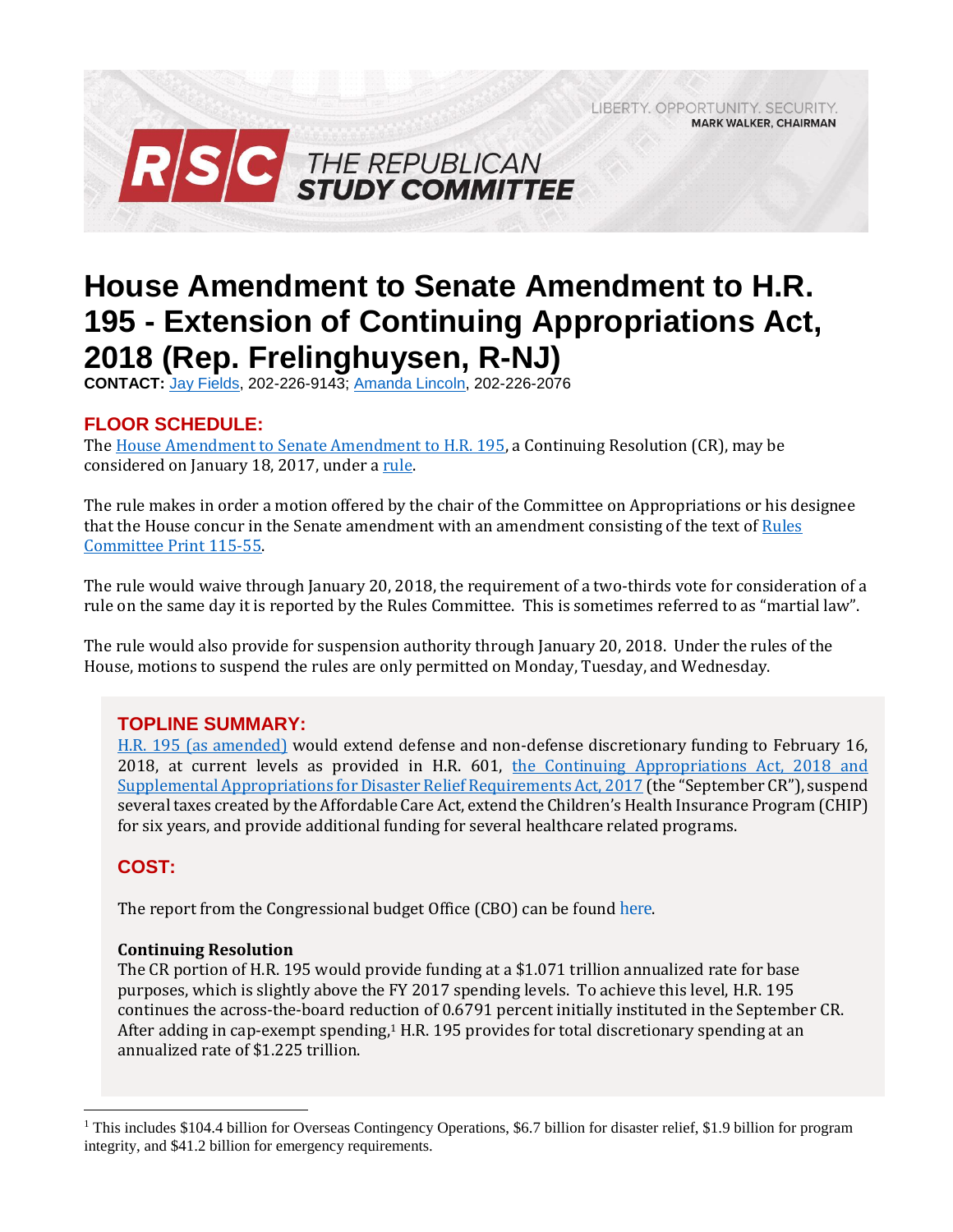LIBERTY. OPPORTUNITY. SECURITY.
**MARK WALKER, CHAIRMAN**

**RSC THE REPUBLICAN STUDY COMMITTEE**

# House Amendment to Senate Amendment to H.R. 195 - Extension of Continuing Appropriations Act, 2018 (Rep. Frelinghuysen, R-NJ)

**CONTACT:** Jay Fields, 202-226-9143; Amanda Lincoln, 202-226-2076

## FLOOR SCHEDULE:

The House Amendment to Senate Amendment to H.R. 195, a Continuing Resolution (CR), may be considered on January 18, 2017, under a rule.

The rule makes in order a motion offered by the chair of the Committee on Appropriations or his designee that the House concur in the Senate amendment with an amendment consisting of the text of Rules Committee Print 115-55.

The rule would waive through January 20, 2018, the requirement of a two-thirds vote for consideration of a rule on the same day it is reported by the Rules Committee. This is sometimes referred to as "martial law".

The rule would also provide for suspension authority through January 20, 2018. Under the rules of the House, motions to suspend the rules are only permitted on Monday, Tuesday, and Wednesday.

## TOPLINE SUMMARY:

H.R. 195 (as amended) would extend defense and non-defense discretionary funding to February 16, 2018, at current levels as provided in H.R. 601, the Continuing Appropriations Act, 2018 and Supplemental Appropriations for Disaster Relief Requirements Act, 2017 (the "September CR"), suspend several taxes created by the Affordable Care Act, extend the Children's Health Insurance Program (CHIP) for six years, and provide additional funding for several healthcare related programs.

## COST:

The report from the Congressional budget Office (CBO) can be found here.

### Continuing Resolution

The CR portion of H.R. 195 would provide funding at a $1.071 trillion annualized rate for base purposes, which is slightly above the FY 2017 spending levels. To achieve this level, H.R. 195 continues the across-the-board reduction of 0.6791 percent initially instituted in the September CR. After adding in cap-exempt spending,[1] H.R. 195 provides for total discretionary spending at an annualized rate of $1.225 trillion.

[1] This includes $104.4 billion for Overseas Contingency Operations, $6.7 billion for disaster relief, $1.9 billion for program integrity, and $41.2 billion for emergency requirements.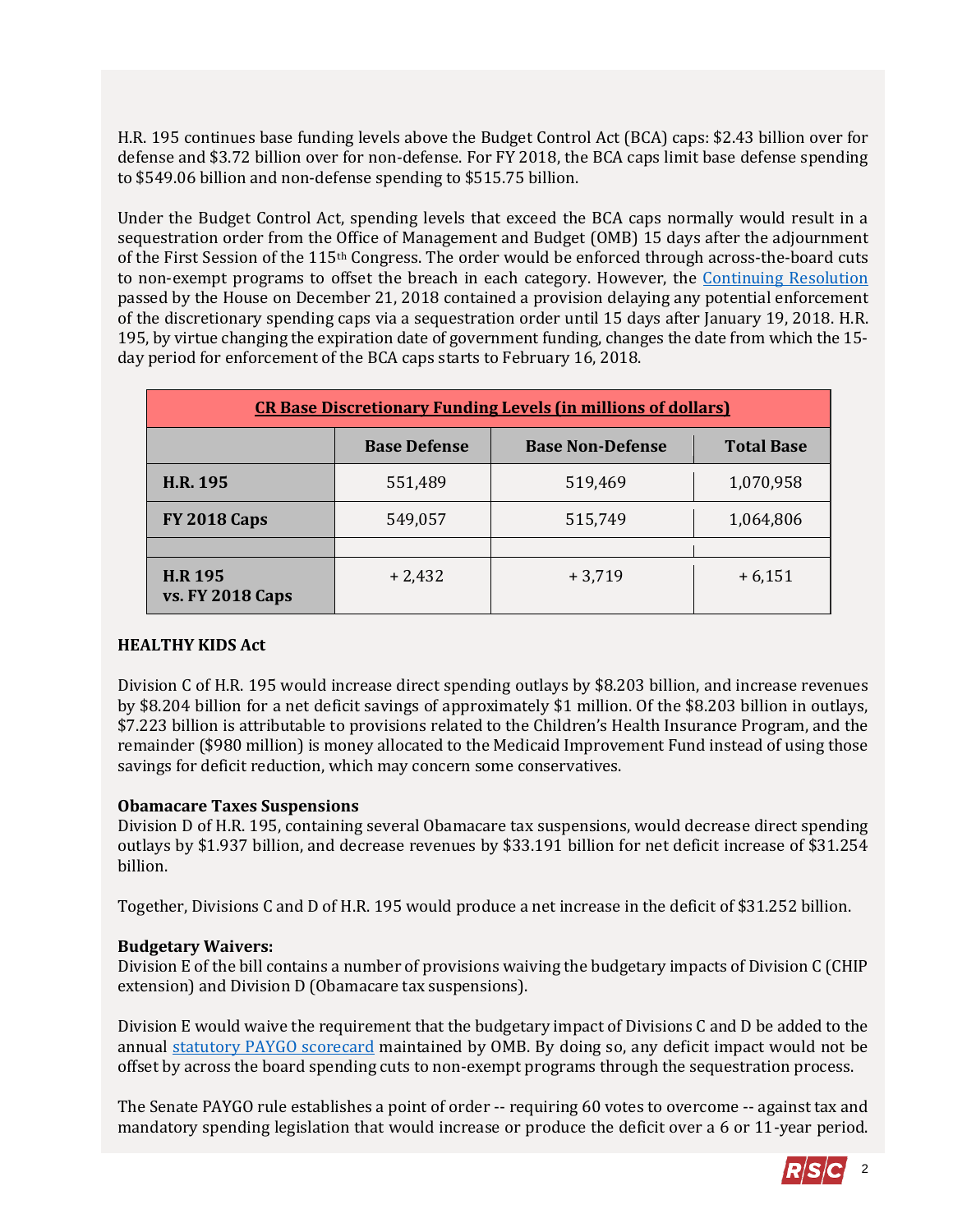H.R. 195 continues base funding levels above the Budget Control Act (BCA) caps: $2.43 billion over for defense and $3.72 billion over for non-defense. For FY 2018, the BCA caps limit base defense spending to $549.06 billion and non-defense spending to $515.75 billion.

Under the Budget Control Act, spending levels that exceed the BCA caps normally would result in a sequestration order from the Office of Management and Budget (OMB) 15 days after the adjournment of the First Session of the 115th Congress. The order would be enforced through across-the-board cuts to non-exempt programs to offset the breach in each category. However, the [Continuing Resolution](#) passed by the House on December 21, 2018 contained a provision delaying any potential enforcement of the discretionary spending caps via a sequestration order until 15 days after January 19, 2018. H.R. 195, by virtue changing the expiration date of government funding, changes the date from which the 15-day period for enforcement of the BCA caps starts to February 16, 2018.

| CR Base Discretionary Funding Levels (in millions of dollars) | | | |
|---|---|---|---|
| | **Base Defense** | **Base Non-Defense** | **Total Base** |
| **H.R. 195** | 551,489 | 519,469 | 1,070,958 |
| **FY 2018 Caps** | 549,057 | 515,749 | 1,064,806 |
| | | | |
| **H.R 195 vs. FY 2018 Caps** | + 2,432 | + 3,719 | + 6,151 |

**HEALTHY KIDS Act**

Division C of H.R. 195 would increase direct spending outlays by $8.203 billion, and increase revenues by $8.204 billion for a net deficit savings of approximately $1 million. Of the $8.203 billion in outlays, $7.223 billion is attributable to provisions related to the Children's Health Insurance Program, and the remainder ($980 million) is money allocated to the Medicaid Improvement Fund instead of using those savings for deficit reduction, which may concern some conservatives.

**Obamacare Taxes Suspensions**

Division D of H.R. 195, containing several Obamacare tax suspensions, would decrease direct spending outlays by $1.937 billion, and decrease revenues by $33.191 billion for net deficit increase of $31.254 billion.

Together, Divisions C and D of H.R. 195 would produce a net increase in the deficit of $31.252 billion.

**Budgetary Waivers:**

Division E of the bill contains a number of provisions waiving the budgetary impacts of Division C (CHIP extension) and Division D (Obamacare tax suspensions).

Division E would waive the requirement that the budgetary impact of Divisions C and D be added to the annual [statutory PAYGO scorecard](#) maintained by OMB. By doing so, any deficit impact would not be offset by across the board spending cuts to non-exempt programs through the sequestration process.

The Senate PAYGO rule establishes a point of order -- requiring 60 votes to overcome -- against tax and mandatory spending legislation that would increase or produce the deficit over a 6 or 11-year period.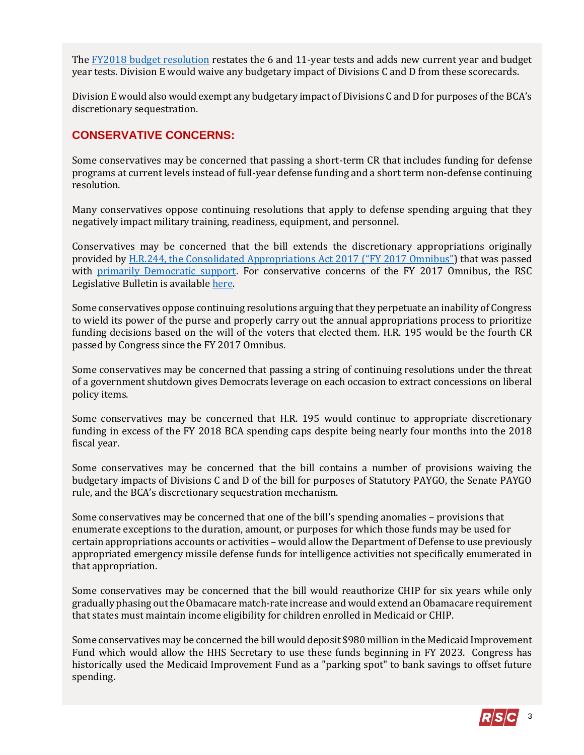The [FY2018 budget resolution](#) restates the 6 and 11-year tests and adds new current year and budget year tests. Division E would waive any budgetary impact of Divisions C and D from these scorecards.

Division E would also would exempt any budgetary impact of Divisions C and D for purposes of the BCA's discretionary sequestration.

## CONSERVATIVE CONCERNS:

Some conservatives may be concerned that passing a short-term CR that includes funding for defense programs at current levels instead of full-year defense funding and a short term non-defense continuing resolution.

Many conservatives oppose continuing resolutions that apply to defense spending arguing that they negatively impact military training, readiness, equipment, and personnel.

Conservatives may be concerned that the bill extends the discretionary appropriations originally provided by [H.R.244, the Consolidated Appropriations Act 2017 ("FY 2017 Omnibus")](#) that was passed with [primarily Democratic support](#). For conservative concerns of the FY 2017 Omnibus, the RSC Legislative Bulletin is available [here](#).

Some conservatives oppose continuing resolutions arguing that they perpetuate an inability of Congress to wield its power of the purse and properly carry out the annual appropriations process to prioritize funding decisions based on the will of the voters that elected them. H.R. 195 would be the fourth CR passed by Congress since the FY 2017 Omnibus.

Some conservatives may be concerned that passing a string of continuing resolutions under the threat of a government shutdown gives Democrats leverage on each occasion to extract concessions on liberal policy items.

Some conservatives may be concerned that H.R. 195 would continue to appropriate discretionary funding in excess of the FY 2018 BCA spending caps despite being nearly four months into the 2018 fiscal year.

Some conservatives may be concerned that the bill contains a number of provisions waiving the budgetary impacts of Divisions C and D of the bill for purposes of Statutory PAYGO, the Senate PAYGO rule, and the BCA's discretionary sequestration mechanism.

Some conservatives may be concerned that one of the bill's spending anomalies – provisions that enumerate exceptions to the duration, amount, or purposes for which those funds may be used for certain appropriations accounts or activities – would allow the Department of Defense to use previously appropriated emergency missile defense funds for intelligence activities not specifically enumerated in that appropriation.

Some conservatives may be concerned that the bill would reauthorize CHIP for six years while only gradually phasing out the Obamacare match-rate increase and would extend an Obamacare requirement that states must maintain income eligibility for children enrolled in Medicaid or CHIP.

Some conservatives may be concerned the bill would deposit $980 million in the Medicaid Improvement Fund which would allow the HHS Secretary to use these funds beginning in FY 2023. Congress has historically used the Medicaid Improvement Fund as a "parking spot" to bank savings to offset future spending.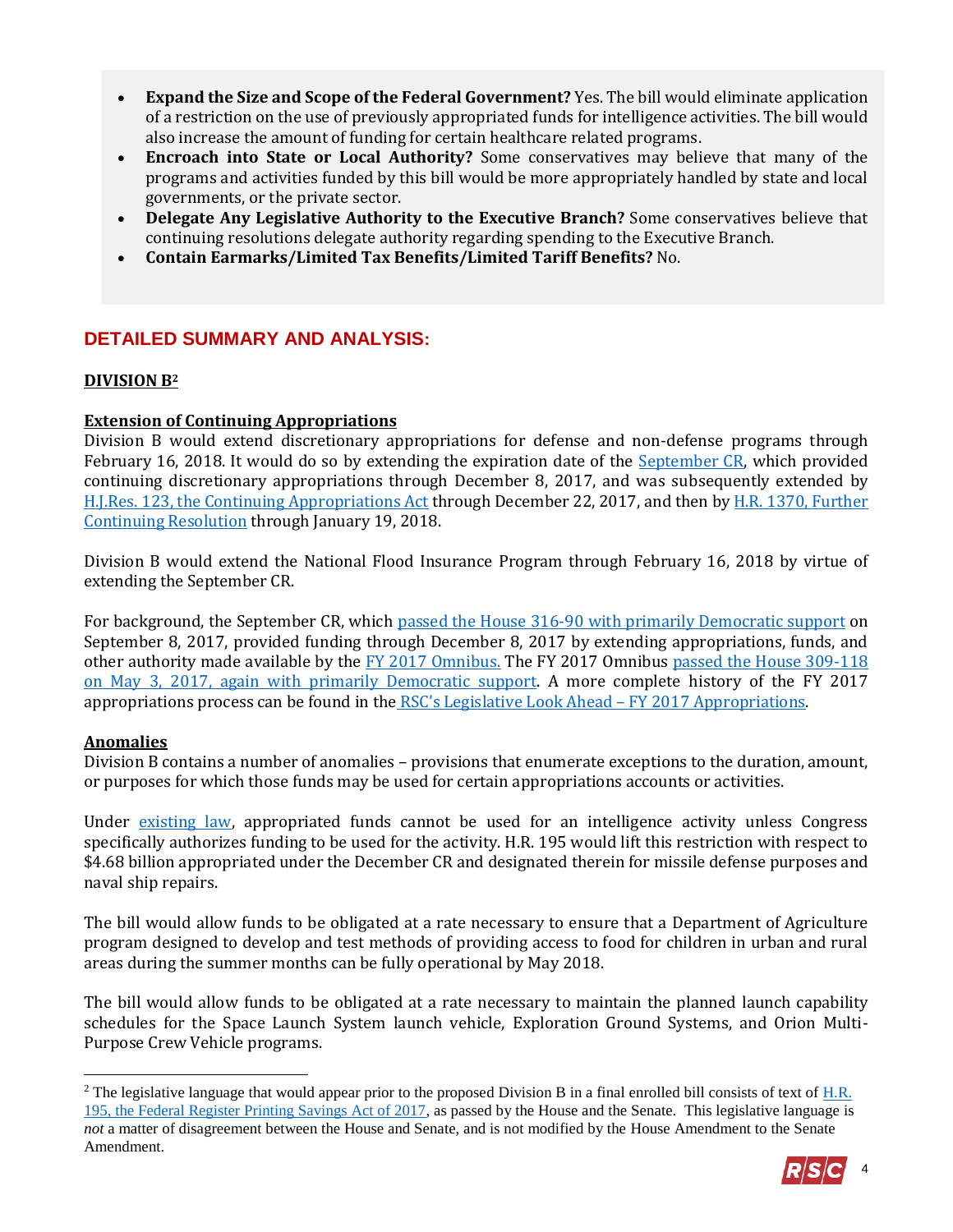- **Expand the Size and Scope of the Federal Government?** Yes. The bill would eliminate application of a restriction on the use of previously appropriated funds for intelligence activities. The bill would also increase the amount of funding for certain healthcare related programs.
- **Encroach into State or Local Authority?** Some conservatives may believe that many of the programs and activities funded by this bill would be more appropriately handled by state and local governments, or the private sector.
- **Delegate Any Legislative Authority to the Executive Branch?** Some conservatives believe that continuing resolutions delegate authority regarding spending to the Executive Branch.
- **Contain Earmarks/Limited Tax Benefits/Limited Tariff Benefits?** No.

## DETAILED SUMMARY AND ANALYSIS:

### DIVISION B[2]

#### Extension of Continuing Appropriations

Division B would extend discretionary appropriations for defense and non-defense programs through February 16, 2018. It would do so by extending the expiration date of the September CR, which provided continuing discretionary appropriations through December 8, 2017, and was subsequently extended by H.J.Res. 123, the Continuing Appropriations Act through December 22, 2017, and then by H.R. 1370, Further Continuing Resolution through January 19, 2018.

Division B would extend the National Flood Insurance Program through February 16, 2018 by virtue of extending the September CR.

For background, the September CR, which passed the House 316-90 with primarily Democratic support on September 8, 2017, provided funding through December 8, 2017 by extending appropriations, funds, and other authority made available by the FY 2017 Omnibus. The FY 2017 Omnibus passed the House 309-118 on May 3, 2017, again with primarily Democratic support. A more complete history of the FY 2017 appropriations process can be found in the RSC's Legislative Look Ahead – FY 2017 Appropriations.

#### Anomalies

Division B contains a number of anomalies – provisions that enumerate exceptions to the duration, amount, or purposes for which those funds may be used for certain appropriations accounts or activities.

Under existing law, appropriated funds cannot be used for an intelligence activity unless Congress specifically authorizes funding to be used for the activity. H.R. 195 would lift this restriction with respect to $4.68 billion appropriated under the December CR and designated therein for missile defense purposes and naval ship repairs.

The bill would allow funds to be obligated at a rate necessary to ensure that a Department of Agriculture program designed to develop and test methods of providing access to food for children in urban and rural areas during the summer months can be fully operational by May 2018.

The bill would allow funds to be obligated at a rate necessary to maintain the planned launch capability schedules for the Space Launch System launch vehicle, Exploration Ground Systems, and Orion Multi-Purpose Crew Vehicle programs.

---

[2] The legislative language that would appear prior to the proposed Division B in a final enrolled bill consists of text of H.R. 195, the Federal Register Printing Savings Act of 2017, as passed by the House and the Senate. This legislative language is *not* a matter of disagreement between the House and Senate, and is not modified by the House Amendment to the Senate Amendment.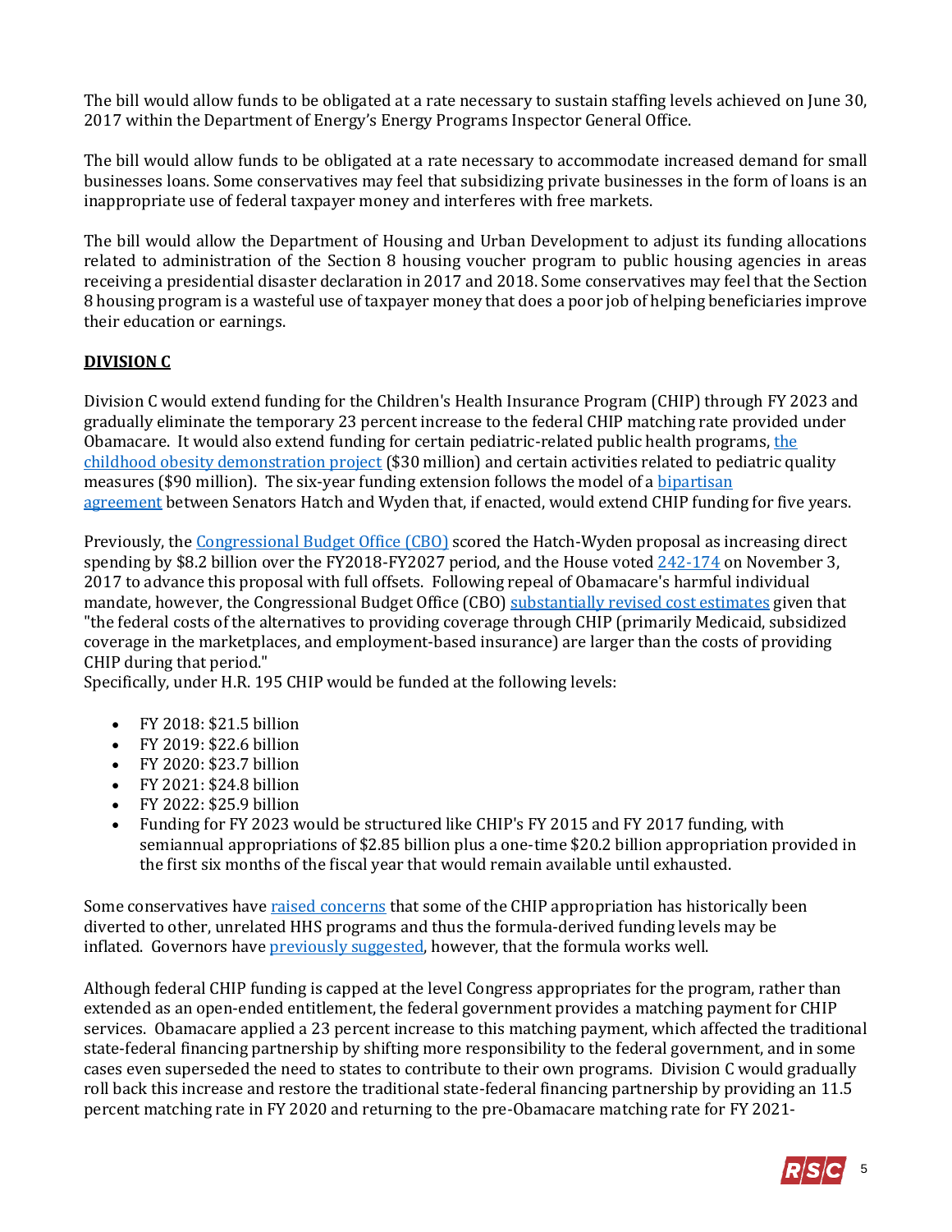The bill would allow funds to be obligated at a rate necessary to sustain staffing levels achieved on June 30, 2017 within the Department of Energy's Energy Programs Inspector General Office.

The bill would allow funds to be obligated at a rate necessary to accommodate increased demand for small businesses loans. Some conservatives may feel that subsidizing private businesses in the form of loans is an inappropriate use of federal taxpayer money and interferes with free markets.

The bill would allow the Department of Housing and Urban Development to adjust its funding allocations related to administration of the Section 8 housing voucher program to public housing agencies in areas receiving a presidential disaster declaration in 2017 and 2018. Some conservatives may feel that the Section 8 housing program is a wasteful use of taxpayer money that does a poor job of helping beneficiaries improve their education or earnings.

## DIVISION C

Division C would extend funding for the Children's Health Insurance Program (CHIP) through FY 2023 and gradually eliminate the temporary 23 percent increase to the federal CHIP matching rate provided under Obamacare. It would also extend funding for certain pediatric-related public health programs, the childhood obesity demonstration project ($30 million) and certain activities related to pediatric quality measures ($90 million). The six-year funding extension follows the model of a bipartisan agreement between Senators Hatch and Wyden that, if enacted, would extend CHIP funding for five years.

Previously, the Congressional Budget Office (CBO) scored the Hatch-Wyden proposal as increasing direct spending by $8.2 billion over the FY2018-FY2027 period, and the House voted 242-174 on November 3, 2017 to advance this proposal with full offsets. Following repeal of Obamacare's harmful individual mandate, however, the Congressional Budget Office (CBO) substantially revised cost estimates given that "the federal costs of the alternatives to providing coverage through CHIP (primarily Medicaid, subsidized coverage in the marketplaces, and employment-based insurance) are larger than the costs of providing CHIP during that period."

Specifically, under H.R. 195 CHIP would be funded at the following levels:

- FY 2018: $21.5 billion
- FY 2019: $22.6 billion
- FY 2020: $23.7 billion
- FY 2021: $24.8 billion
- FY 2022: $25.9 billion
- Funding for FY 2023 would be structured like CHIP's FY 2015 and FY 2017 funding, with semiannual appropriations of $2.85 billion plus a one-time $20.2 billion appropriation provided in the first six months of the fiscal year that would remain available until exhausted.

Some conservatives have raised concerns that some of the CHIP appropriation has historically been diverted to other, unrelated HHS programs and thus the formula-derived funding levels may be inflated. Governors have previously suggested, however, that the formula works well.

Although federal CHIP funding is capped at the level Congress appropriates for the program, rather than extended as an open-ended entitlement, the federal government provides a matching payment for CHIP services. Obamacare applied a 23 percent increase to this matching payment, which affected the traditional state-federal financing partnership by shifting more responsibility to the federal government, and in some cases even superseded the need to states to contribute to their own programs. Division C would gradually roll back this increase and restore the traditional state-federal financing partnership by providing an 11.5 percent matching rate in FY 2020 and returning to the pre-Obamacare matching rate for FY 2021-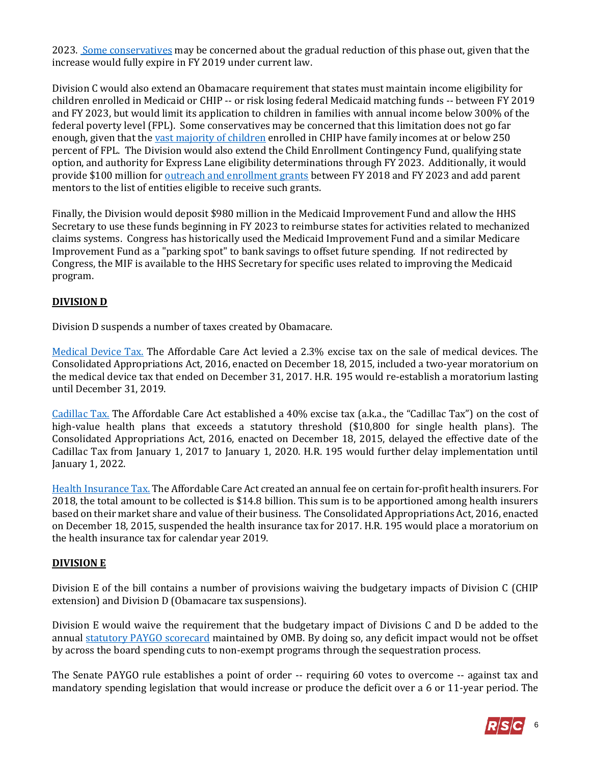2023. Some conservatives may be concerned about the gradual reduction of this phase out, given that the increase would fully expire in FY 2019 under current law.

Division C would also extend an Obamacare requirement that states must maintain income eligibility for children enrolled in Medicaid or CHIP -- or risk losing federal Medicaid matching funds -- between FY 2019 and FY 2023, but would limit its application to children in families with annual income below 300% of the federal poverty level (FPL). Some conservatives may be concerned that this limitation does not go far enough, given that the vast majority of children enrolled in CHIP have family incomes at or below 250 percent of FPL. The Division would also extend the Child Enrollment Contingency Fund, qualifying state option, and authority for Express Lane eligibility determinations through FY 2023. Additionally, it would provide $100 million for outreach and enrollment grants between FY 2018 and FY 2023 and add parent mentors to the list of entities eligible to receive such grants.

Finally, the Division would deposit $980 million in the Medicaid Improvement Fund and allow the HHS Secretary to use these funds beginning in FY 2023 to reimburse states for activities related to mechanized claims systems. Congress has historically used the Medicaid Improvement Fund and a similar Medicare Improvement Fund as a "parking spot" to bank savings to offset future spending. If not redirected by Congress, the MIF is available to the HHS Secretary for specific uses related to improving the Medicaid program.

**DIVISION D**

Division D suspends a number of taxes created by Obamacare.

Medical Device Tax. The Affordable Care Act levied a 2.3% excise tax on the sale of medical devices. The Consolidated Appropriations Act, 2016, enacted on December 18, 2015, included a two-year moratorium on the medical device tax that ended on December 31, 2017. H.R. 195 would re-establish a moratorium lasting until December 31, 2019.

Cadillac Tax. The Affordable Care Act established a 40% excise tax (a.k.a., the "Cadillac Tax") on the cost of high-value health plans that exceeds a statutory threshold ($10,800 for single health plans). The Consolidated Appropriations Act, 2016, enacted on December 18, 2015, delayed the effective date of the Cadillac Tax from January 1, 2017 to January 1, 2020. H.R. 195 would further delay implementation until January 1, 2022.

Health Insurance Tax. The Affordable Care Act created an annual fee on certain for-profit health insurers. For 2018, the total amount to be collected is $14.8 billion. This sum is to be apportioned among health insurers based on their market share and value of their business. The Consolidated Appropriations Act, 2016, enacted on December 18, 2015, suspended the health insurance tax for 2017. H.R. 195 would place a moratorium on the health insurance tax for calendar year 2019.

**DIVISION E**

Division E of the bill contains a number of provisions waiving the budgetary impacts of Division C (CHIP extension) and Division D (Obamacare tax suspensions).

Division E would waive the requirement that the budgetary impact of Divisions C and D be added to the annual statutory PAYGO scorecard maintained by OMB. By doing so, any deficit impact would not be offset by across the board spending cuts to non-exempt programs through the sequestration process.

The Senate PAYGO rule establishes a point of order -- requiring 60 votes to overcome -- against tax and mandatory spending legislation that would increase or produce the deficit over a 6 or 11-year period. The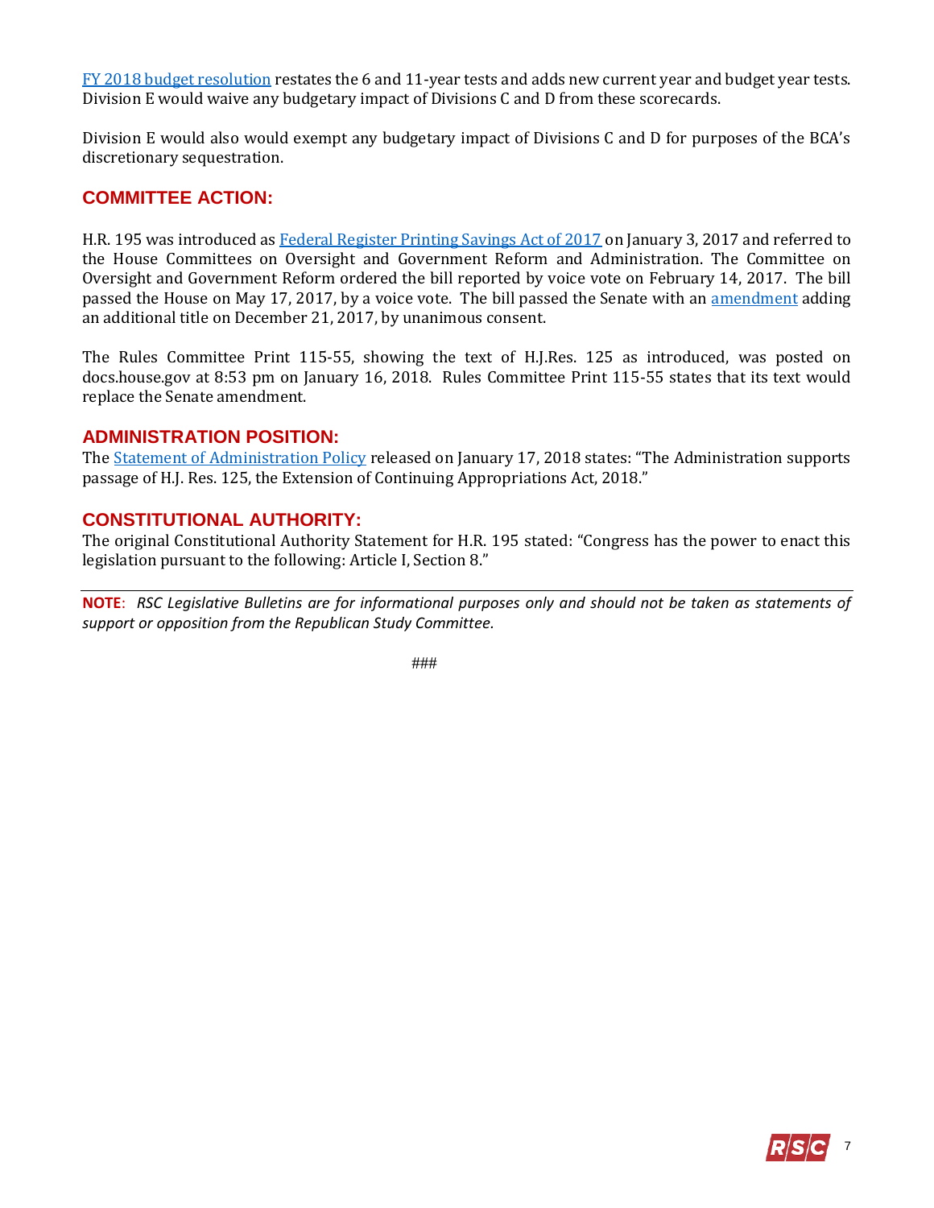FY 2018 budget resolution restates the 6 and 11-year tests and adds new current year and budget year tests. Division E would waive any budgetary impact of Divisions C and D from these scorecards.

Division E would also would exempt any budgetary impact of Divisions C and D for purposes of the BCA's discretionary sequestration.

## COMMITTEE ACTION:

H.R. 195 was introduced as Federal Register Printing Savings Act of 2017 on January 3, 2017 and referred to the House Committees on Oversight and Government Reform and Administration. The Committee on Oversight and Government Reform ordered the bill reported by voice vote on February 14, 2017. The bill passed the House on May 17, 2017, by a voice vote. The bill passed the Senate with an amendment adding an additional title on December 21, 2017, by unanimous consent.

The Rules Committee Print 115-55, showing the text of H.J.Res. 125 as introduced, was posted on docs.house.gov at 8:53 pm on January 16, 2018. Rules Committee Print 115-55 states that its text would replace the Senate amendment.

## ADMINISTRATION POSITION:

The Statement of Administration Policy released on January 17, 2018 states: "The Administration supports passage of H.J. Res. 125, the Extension of Continuing Appropriations Act, 2018."

## CONSTITUTIONAL AUTHORITY:

The original Constitutional Authority Statement for H.R. 195 stated: "Congress has the power to enact this legislation pursuant to the following: Article I, Section 8."

---

**NOTE**: *RSC Legislative Bulletins are for informational purposes only and should not be taken as statements of support or opposition from the Republican Study Committee.*

###